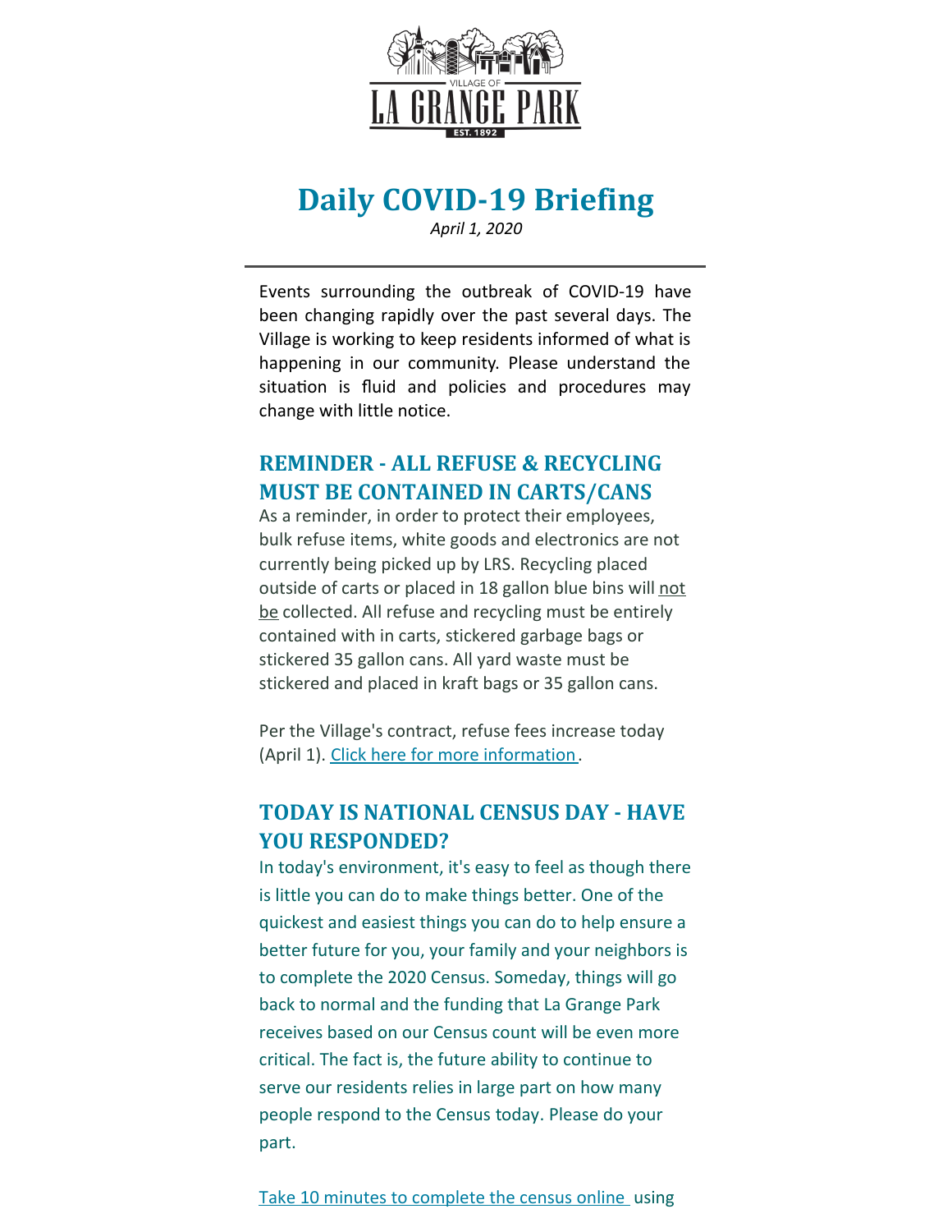VILLAGE OF LA GRANGE PARK EST. 1892

# Daily COVID-19 Briefing

*April 1, 2020*

---

Events surrounding the outbreak of COVID-19 have been changing rapidly over the past several days. The Village is working to keep residents informed of what is happening in our community. Please understand the situation is fluid and policies and procedures may change with little notice.

## REMINDER - ALL REFUSE & RECYCLING MUST BE CONTAINED IN CARTS/CANS

As a reminder, in order to protect their employees, bulk refuse items, white goods and electronics are not currently being picked up by LRS. Recycling placed outside of carts or placed in 18 gallon blue bins will not be collected. All refuse and recycling must be entirely contained with in carts, stickered garbage bags or stickered 35 gallon cans. All yard waste must be stickered and placed in kraft bags or 35 gallon cans.

Per the Village's contract, refuse fees increase today (April 1). Click here for more information .

## TODAY IS NATIONAL CENSUS DAY - HAVE YOU RESPONDED?

In today's environment, it's easy to feel as though there is little you can do to make things better. One of the quickest and easiest things you can do to help ensure a better future for you, your family and your neighbors is to complete the 2020 Census. Someday, things will go back to normal and the funding that La Grange Park receives based on our Census count will be even more critical. The fact is, the future ability to continue to serve our residents relies in large part on how many people respond to the Census today. Please do your part.

Take 10 minutes to complete the census online using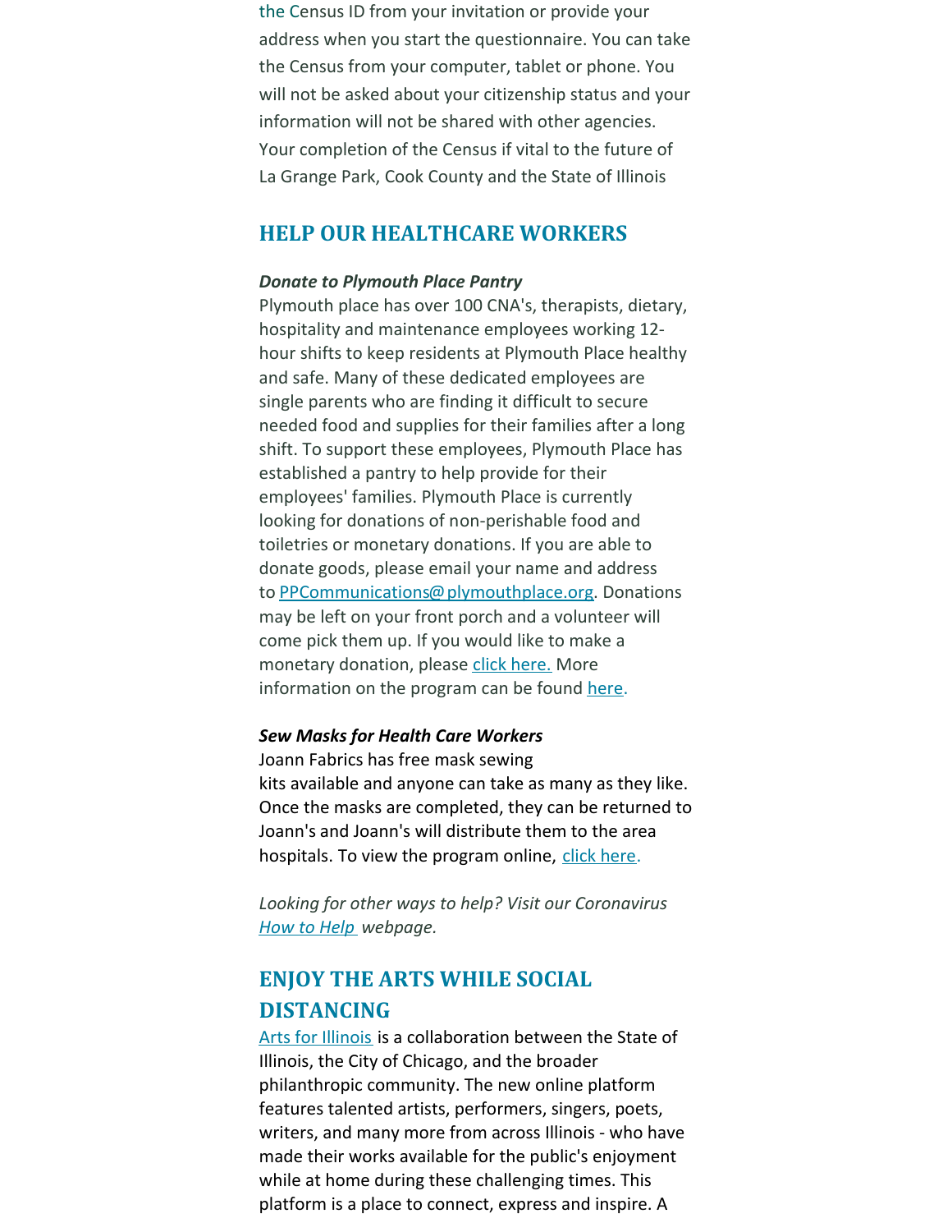the Census ID from your invitation or provide your address when you start the questionnaire. You can take the Census from your computer, tablet or phone. You will not be asked about your citizenship status and your information will not be shared with other agencies. Your completion of the Census if vital to the future of La Grange Park, Cook County and the State of Illinois

## HELP OUR HEALTHCARE WORKERS

***Donate to Plymouth Place Pantry***

Plymouth place has over 100 CNA's, therapists, dietary, hospitality and maintenance employees working 12-hour shifts to keep residents at Plymouth Place healthy and safe. Many of these dedicated employees are single parents who are finding it difficult to secure needed food and supplies for their families after a long shift. To support these employees, Plymouth Place has established a pantry to help provide for their employees' families. Plymouth Place is currently looking for donations of non-perishable food and toiletries or monetary donations. If you are able to donate goods, please email your name and address to PPCommunications@plymouthplace.org. Donations may be left on your front porch and a volunteer will come pick them up. If you would like to make a monetary donation, please click here. More information on the program can be found here.

***Sew Masks for Health Care Workers***

Joann Fabrics has free mask sewing kits available and anyone can take as many as they like. Once the masks are completed, they can be returned to Joann's and Joann's will distribute them to the area hospitals. To view the program online, click here.

*Looking for other ways to help? Visit our Coronavirus How to Help webpage.*

## ENJOY THE ARTS WHILE SOCIAL DISTANCING

Arts for Illinois is a collaboration between the State of Illinois, the City of Chicago, and the broader philanthropic community. The new online platform features talented artists, performers, singers, poets, writers, and many more from across Illinois - who have made their works available for the public's enjoyment while at home during these challenging times. This platform is a place to connect, express and inspire. A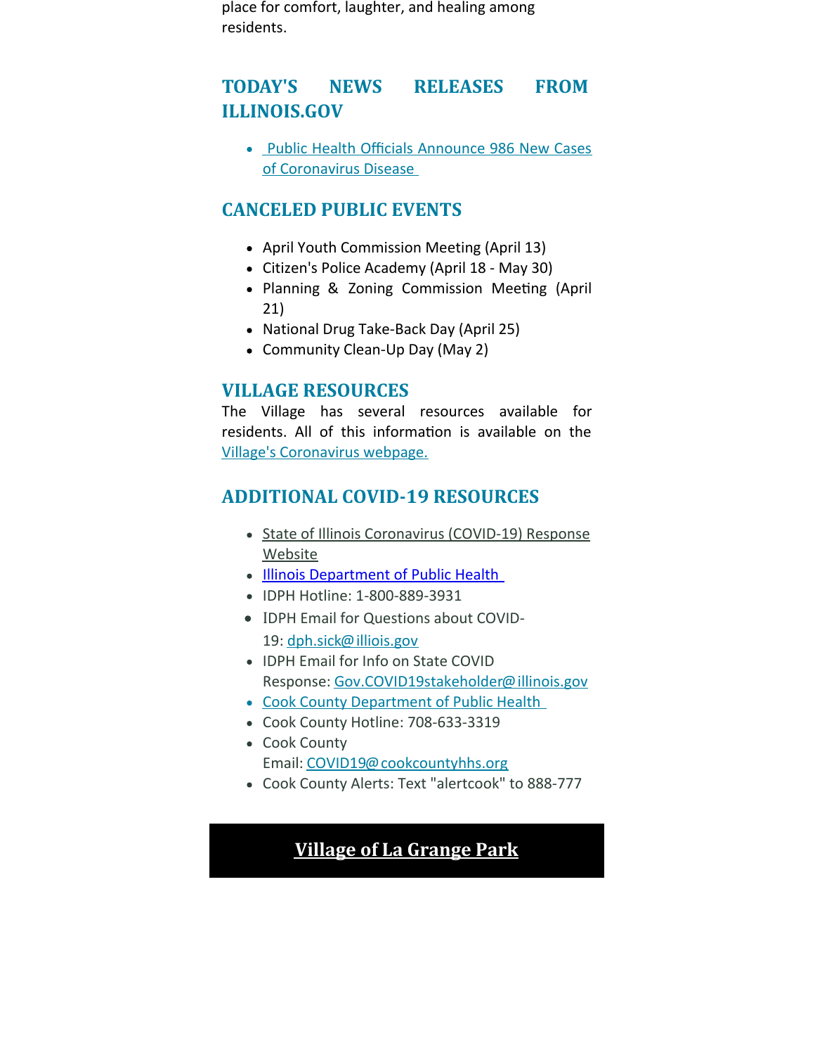place for comfort, laughter, and healing among residents.

## TODAY'S NEWS RELEASES FROM ILLINOIS.GOV

- Public Health Officials Announce 986 New Cases of Coronavirus Disease

## CANCELED PUBLIC EVENTS

- April Youth Commission Meeting (April 13)
- Citizen's Police Academy (April 18 - May 30)
- Planning & Zoning Commission Meeting (April 21)
- National Drug Take-Back Day (April 25)
- Community Clean-Up Day (May 2)

## VILLAGE RESOURCES

The Village has several resources available for residents. All of this information is available on the Village's Coronavirus webpage.

## ADDITIONAL COVID-19 RESOURCES

- State of Illinois Coronavirus (COVID-19) Response Website
- Illinois Department of Public Health
- IDPH Hotline: 1-800-889-3931
- IDPH Email for Questions about COVID-19: dph.sick@illiois.gov
- IDPH Email for Info on State COVID Response: Gov.COVID19stakeholder@illinois.gov
- Cook County Department of Public Health
- Cook County Hotline: 708-633-3319
- Cook County Email: COVID19@cookcountyhhs.org
- Cook County Alerts: Text "alertcook" to 888-777

**Village of La Grange Park**